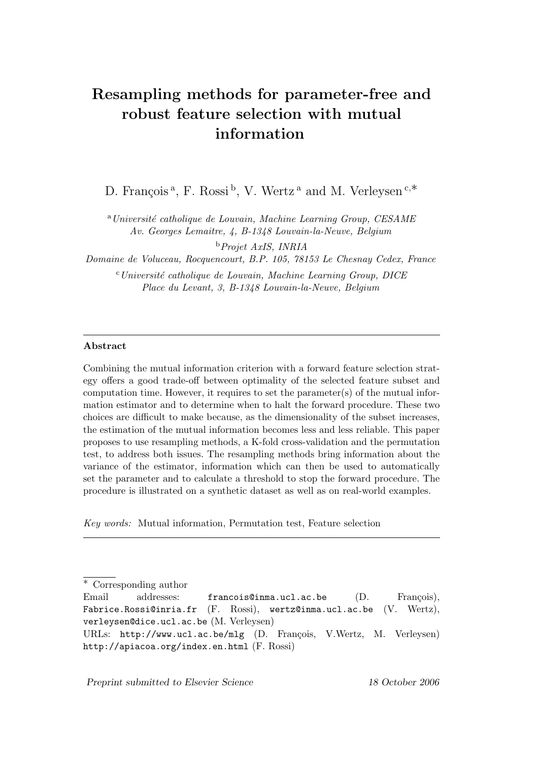# Resampling methods for parameter-free and robust feature selection with mutual information

D. François [a], F. Rossi [b], V. Wertz [a] and M. Verleysen [c,*]

[a] *Université catholique de Louvain, Machine Learning Group, CESAME Av. Georges Lemaitre, 4, B-1348 Louvain-la-Neuve, Belgium*

[b] *Projet AxIS, INRIA Domaine de Voluceau, Rocquencourt, B.P. 105, 78153 Le Chesnay Cedex, France*

[c] *Université catholique de Louvain, Machine Learning Group, DICE Place du Levant, 3, B-1348 Louvain-la-Neuve, Belgium*

---

**Abstract**

Combining the mutual information criterion with a forward feature selection strategy offers a good trade-off between optimality of the selected feature subset and computation time. However, it requires to set the parameter(s) of the mutual information estimator and to determine when to halt the forward procedure. These two choices are difficult to make because, as the dimensionality of the subset increases, the estimation of the mutual information becomes less and less reliable. This paper proposes to use resampling methods, a K-fold cross-validation and the permutation test, to address both issues. The resampling methods bring information about the variance of the estimator, information which can then be used to automatically set the parameter and to calculate a threshold to stop the forward procedure. The procedure is illustrated on a synthetic dataset as well as on real-world examples.

*Key words:* Mutual information, Permutation test, Feature selection

---

\* Corresponding author

Email addresses: `francois@inma.ucl.ac.be` (D. François), `Fabrice.Rossi@inria.fr` (F. Rossi), `wertz@inma.ucl.ac.be` (V. Wertz), `verleysen@dice.ucl.ac.be` (M. Verleysen)

URLs: `http://www.ucl.ac.be/mlg` (D. François, V.Wertz, M. Verleysen) `http://apiacoa.org/index.en.html` (F. Rossi)

*Preprint submitted to Elsevier Science* 18 October 2006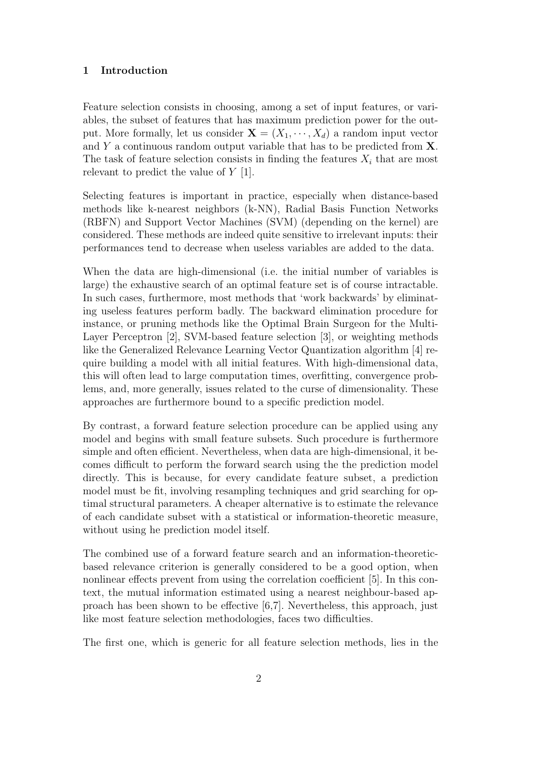## 1 Introduction

Feature selection consists in choosing, among a set of input features, or variables, the subset of features that has maximum prediction power for the output. More formally, let us consider $\mathbf{X} = (X_1, \cdots, X_d)$ a random input vector and $Y$ a continuous random output variable that has to be predicted from $\mathbf{X}$. The task of feature selection consists in finding the features $X_i$ that are most relevant to predict the value of $Y$ [1].

Selecting features is important in practice, especially when distance-based methods like k-nearest neighbors (k-NN), Radial Basis Function Networks (RBFN) and Support Vector Machines (SVM) (depending on the kernel) are considered. These methods are indeed quite sensitive to irrelevant inputs: their performances tend to decrease when useless variables are added to the data.

When the data are high-dimensional (i.e. the initial number of variables is large) the exhaustive search of an optimal feature set is of course intractable. In such cases, furthermore, most methods that 'work backwards' by eliminating useless features perform badly. The backward elimination procedure for instance, or pruning methods like the Optimal Brain Surgeon for the Multi-Layer Perceptron [2], SVM-based feature selection [3], or weighting methods like the Generalized Relevance Learning Vector Quantization algorithm [4] require building a model with all initial features. With high-dimensional data, this will often lead to large computation times, overfitting, convergence problems, and, more generally, issues related to the curse of dimensionality. These approaches are furthermore bound to a specific prediction model.

By contrast, a forward feature selection procedure can be applied using any model and begins with small feature subsets. Such procedure is furthermore simple and often efficient. Nevertheless, when data are high-dimensional, it becomes difficult to perform the forward search using the the prediction model directly. This is because, for every candidate feature subset, a prediction model must be fit, involving resampling techniques and grid searching for optimal structural parameters. A cheaper alternative is to estimate the relevance of each candidate subset with a statistical or information-theoretic measure, without using he prediction model itself.

The combined use of a forward feature search and an information-theoretic-based relevance criterion is generally considered to be a good option, when nonlinear effects prevent from using the correlation coefficient [5]. In this context, the mutual information estimated using a nearest neighbour-based approach has been shown to be effective [6,7]. Nevertheless, this approach, just like most feature selection methodologies, faces two difficulties.

The first one, which is generic for all feature selection methods, lies in the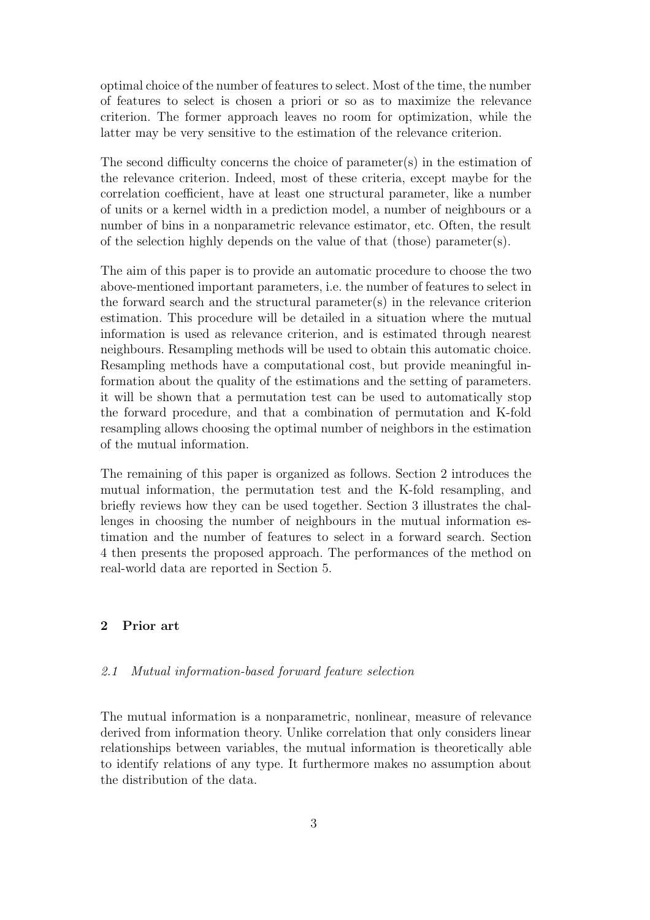optimal choice of the number of features to select. Most of the time, the number of features to select is chosen a priori or so as to maximize the relevance criterion. The former approach leaves no room for optimization, while the latter may be very sensitive to the estimation of the relevance criterion.

The second difficulty concerns the choice of parameter(s) in the estimation of the relevance criterion. Indeed, most of these criteria, except maybe for the correlation coefficient, have at least one structural parameter, like a number of units or a kernel width in a prediction model, a number of neighbours or a number of bins in a nonparametric relevance estimator, etc. Often, the result of the selection highly depends on the value of that (those) parameter(s).

The aim of this paper is to provide an automatic procedure to choose the two above-mentioned important parameters, i.e. the number of features to select in the forward search and the structural parameter(s) in the relevance criterion estimation. This procedure will be detailed in a situation where the mutual information is used as relevance criterion, and is estimated through nearest neighbours. Resampling methods will be used to obtain this automatic choice. Resampling methods have a computational cost, but provide meaningful information about the quality of the estimations and the setting of parameters. it will be shown that a permutation test can be used to automatically stop the forward procedure, and that a combination of permutation and K-fold resampling allows choosing the optimal number of neighbors in the estimation of the mutual information.

The remaining of this paper is organized as follows. Section 2 introduces the mutual information, the permutation test and the K-fold resampling, and briefly reviews how they can be used together. Section 3 illustrates the challenges in choosing the number of neighbours in the mutual information estimation and the number of features to select in a forward search. Section 4 then presents the proposed approach. The performances of the method on real-world data are reported in Section 5.

## 2 Prior art

### *2.1 Mutual information-based forward feature selection*

The mutual information is a nonparametric, nonlinear, measure of relevance derived from information theory. Unlike correlation that only considers linear relationships between variables, the mutual information is theoretically able to identify relations of any type. It furthermore makes no assumption about the distribution of the data.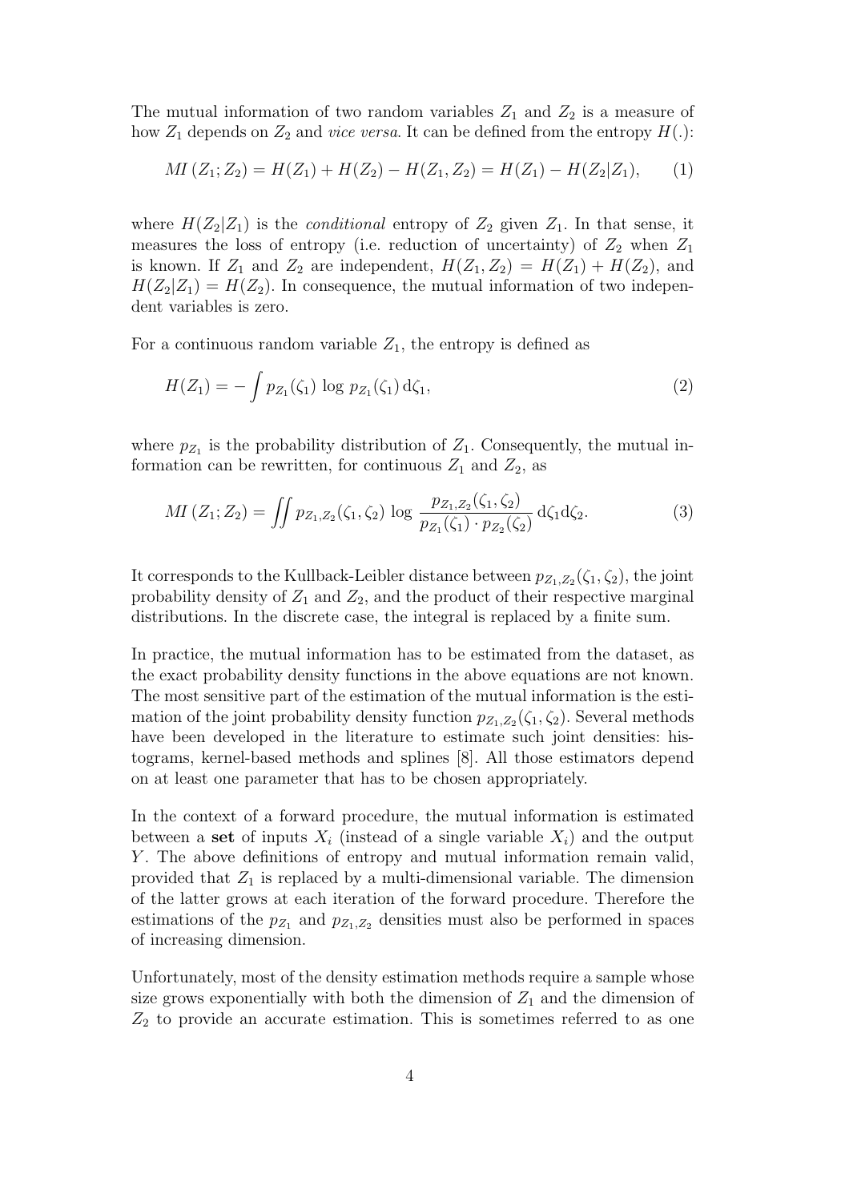The mutual information of two random variables $Z_1$ and $Z_2$ is a measure of how $Z_1$ depends on $Z_2$ and *vice versa*. It can be defined from the entropy $H(.)$:

$$MI\left(Z_1; Z_2\right) = H(Z_1) + H(Z_2) - H(Z_1, Z_2) = H(Z_1) - H(Z_2|Z_1), \qquad (1)$$

where $H(Z_2|Z_1)$ is the *conditional* entropy of $Z_2$ given $Z_1$. In that sense, it measures the loss of entropy (i.e. reduction of uncertainty) of $Z_2$ when $Z_1$ is known. If $Z_1$ and $Z_2$ are independent, $H(Z_1, Z_2) = H(Z_1) + H(Z_2)$, and $H(Z_2|Z_1) = H(Z_2)$. In consequence, the mutual information of two independent variables is zero.

For a continuous random variable $Z_1$, the entropy is defined as

$$H(Z_1) = -\int p_{Z_1}(\zeta_1)\, \log\, p_{Z_1}(\zeta_1)\, \mathrm{d}\zeta_1, \qquad (2)$$

where $p_{Z_1}$ is the probability distribution of $Z_1$. Consequently, the mutual information can be rewritten, for continuous $Z_1$ and $Z_2$, as

$$MI\left(Z_1; Z_2\right) = \iint p_{Z_1,Z_2}(\zeta_1, \zeta_2)\, \log\, \frac{p_{Z_1,Z_2}(\zeta_1, \zeta_2)}{p_{Z_1}(\zeta_1) \cdot p_{Z_2}(\zeta_2)}\, \mathrm{d}\zeta_1 \mathrm{d}\zeta_2. \qquad (3)$$

It corresponds to the Kullback-Leibler distance between $p_{Z_1,Z_2}(\zeta_1, \zeta_2)$, the joint probability density of $Z_1$ and $Z_2$, and the product of their respective marginal distributions. In the discrete case, the integral is replaced by a finite sum.

In practice, the mutual information has to be estimated from the dataset, as the exact probability density functions in the above equations are not known. The most sensitive part of the estimation of the mutual information is the estimation of the joint probability density function $p_{Z_1,Z_2}(\zeta_1, \zeta_2)$. Several methods have been developed in the literature to estimate such joint densities: histograms, kernel-based methods and splines [8]. All those estimators depend on at least one parameter that has to be chosen appropriately.

In the context of a forward procedure, the mutual information is estimated between a **set** of inputs $X_i$ (instead of a single variable $X_i$) and the output $Y$. The above definitions of entropy and mutual information remain valid, provided that $Z_1$ is replaced by a multi-dimensional variable. The dimension of the latter grows at each iteration of the forward procedure. Therefore the estimations of the $p_{Z_1}$ and $p_{Z_1,Z_2}$ densities must also be performed in spaces of increasing dimension.

Unfortunately, most of the density estimation methods require a sample whose size grows exponentially with both the dimension of $Z_1$ and the dimension of $Z_2$ to provide an accurate estimation. This is sometimes referred to as one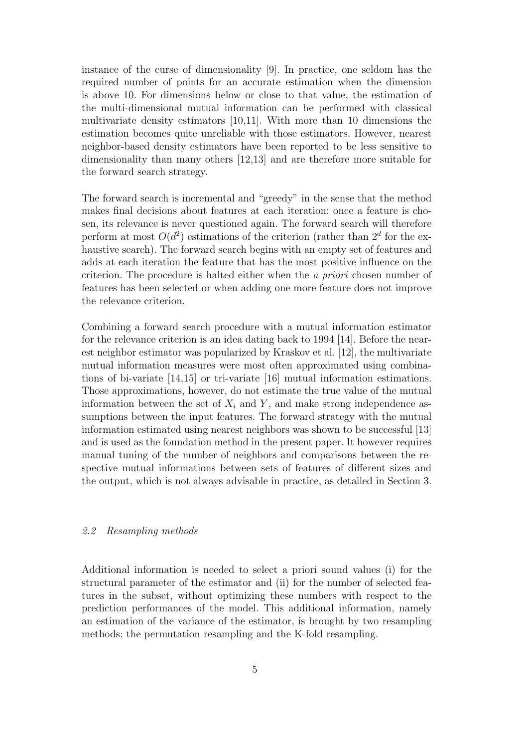instance of the curse of dimensionality [9]. In practice, one seldom has the required number of points for an accurate estimation when the dimension is above 10. For dimensions below or close to that value, the estimation of the multi-dimensional mutual information can be performed with classical multivariate density estimators [10,11]. With more than 10 dimensions the estimation becomes quite unreliable with those estimators. However, nearest neighbor-based density estimators have been reported to be less sensitive to dimensionality than many others [12,13] and are therefore more suitable for the forward search strategy.

The forward search is incremental and "greedy" in the sense that the method makes final decisions about features at each iteration: once a feature is chosen, its relevance is never questioned again. The forward search will therefore perform at most $O(d^2)$ estimations of the criterion (rather than $2^d$ for the exhaustive search). The forward search begins with an empty set of features and adds at each iteration the feature that has the most positive influence on the criterion. The procedure is halted either when the *a priori* chosen number of features has been selected or when adding one more feature does not improve the relevance criterion.

Combining a forward search procedure with a mutual information estimator for the relevance criterion is an idea dating back to 1994 [14]. Before the nearest neighbor estimator was popularized by Kraskov et al. [12], the multivariate mutual information measures were most often approximated using combinations of bi-variate [14,15] or tri-variate [16] mutual information estimations. Those approximations, however, do not estimate the true value of the mutual information between the set of $X_i$ and $Y$, and make strong independence assumptions between the input features. The forward strategy with the mutual information estimated using nearest neighbors was shown to be successful [13] and is used as the foundation method in the present paper. It however requires manual tuning of the number of neighbors and comparisons between the respective mutual informations between sets of features of different sizes and the output, which is not always advisable in practice, as detailed in Section 3.

### 2.2 Resampling methods

Additional information is needed to select a priori sound values (i) for the structural parameter of the estimator and (ii) for the number of selected features in the subset, without optimizing these numbers with respect to the prediction performances of the model. This additional information, namely an estimation of the variance of the estimator, is brought by two resampling methods: the permutation resampling and the K-fold resampling.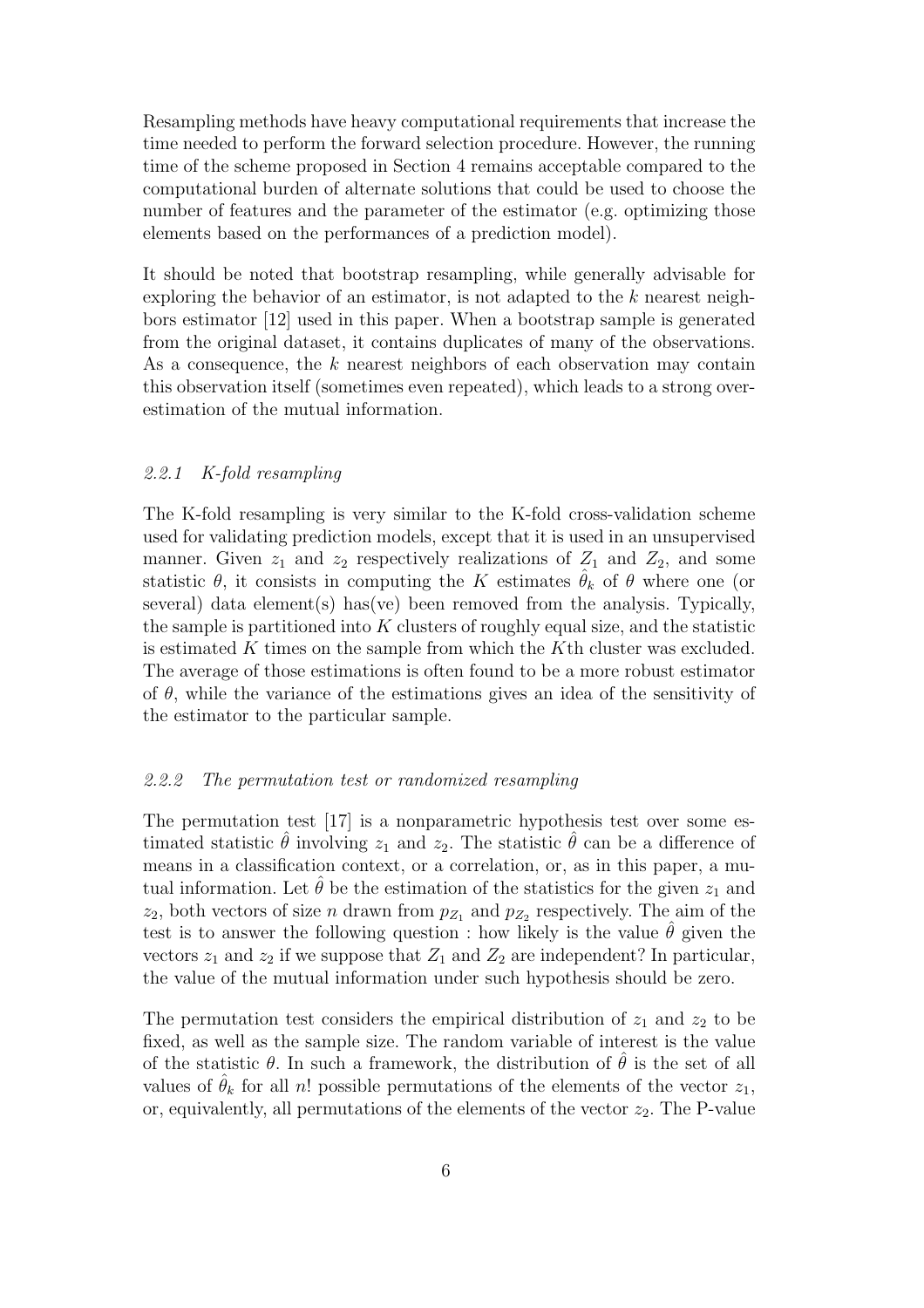Resampling methods have heavy computational requirements that increase the time needed to perform the forward selection procedure. However, the running time of the scheme proposed in Section 4 remains acceptable compared to the computational burden of alternate solutions that could be used to choose the number of features and the parameter of the estimator (e.g. optimizing those elements based on the performances of a prediction model).

It should be noted that bootstrap resampling, while generally advisable for exploring the behavior of an estimator, is not adapted to the $k$ nearest neighbors estimator [12] used in this paper. When a bootstrap sample is generated from the original dataset, it contains duplicates of many of the observations. As a consequence, the $k$ nearest neighbors of each observation may contain this observation itself (sometimes even repeated), which leads to a strong overestimation of the mutual information.

### *2.2.1 K-fold resampling*

The K-fold resampling is very similar to the K-fold cross-validation scheme used for validating prediction models, except that it is used in an unsupervised manner. Given $z_1$ and $z_2$ respectively realizations of $Z_1$ and $Z_2$, and some statistic $\theta$, it consists in computing the $K$ estimates $\hat{\theta}_k$ of $\theta$ where one (or several) data element(s) has(ve) been removed from the analysis. Typically, the sample is partitioned into $K$ clusters of roughly equal size, and the statistic is estimated $K$ times on the sample from which the $K$th cluster was excluded. The average of those estimations is often found to be a more robust estimator of $\theta$, while the variance of the estimations gives an idea of the sensitivity of the estimator to the particular sample.

### *2.2.2 The permutation test or randomized resampling*

The permutation test [17] is a nonparametric hypothesis test over some estimated statistic $\hat{\theta}$ involving $z_1$ and $z_2$. The statistic $\hat{\theta}$ can be a difference of means in a classification context, or a correlation, or, as in this paper, a mutual information. Let $\hat{\theta}$ be the estimation of the statistics for the given $z_1$ and $z_2$, both vectors of size $n$ drawn from $p_{Z_1}$ and $p_{Z_2}$ respectively. The aim of the test is to answer the following question : how likely is the value $\hat{\theta}$ given the vectors $z_1$ and $z_2$ if we suppose that $Z_1$ and $Z_2$ are independent? In particular, the value of the mutual information under such hypothesis should be zero.

The permutation test considers the empirical distribution of $z_1$ and $z_2$ to be fixed, as well as the sample size. The random variable of interest is the value of the statistic $\theta$. In such a framework, the distribution of $\hat{\theta}$ is the set of all values of $\hat{\theta}_k$ for all $n!$ possible permutations of the elements of the vector $z_1$, or, equivalently, all permutations of the elements of the vector $z_2$. The P-value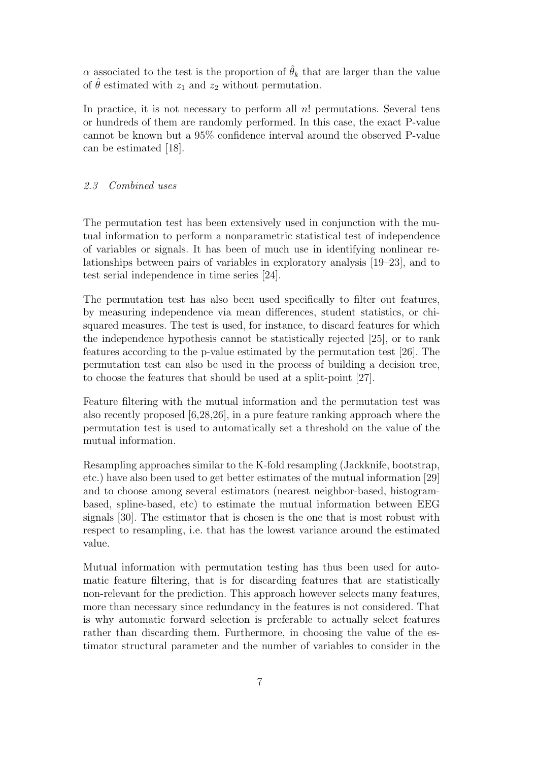$\alpha$ associated to the test is the proportion of $\hat{\theta}_k$ that are larger than the value of $\hat{\theta}$ estimated with $z_1$ and $z_2$ without permutation.

In practice, it is not necessary to perform all $n!$ permutations. Several tens or hundreds of them are randomly performed. In this case, the exact P-value cannot be known but a 95% confidence interval around the observed P-value can be estimated [18].

### *2.3 Combined uses*

The permutation test has been extensively used in conjunction with the mutual information to perform a nonparametric statistical test of independence of variables or signals. It has been of much use in identifying nonlinear relationships between pairs of variables in exploratory analysis [19–23], and to test serial independence in time series [24].

The permutation test has also been used specifically to filter out features, by measuring independence via mean differences, student statistics, or chi-squared measures. The test is used, for instance, to discard features for which the independence hypothesis cannot be statistically rejected [25], or to rank features according to the p-value estimated by the permutation test [26]. The permutation test can also be used in the process of building a decision tree, to choose the features that should be used at a split-point [27].

Feature filtering with the mutual information and the permutation test was also recently proposed [6,28,26], in a pure feature ranking approach where the permutation test is used to automatically set a threshold on the value of the mutual information.

Resampling approaches similar to the K-fold resampling (Jackknife, bootstrap, etc.) have also been used to get better estimates of the mutual information [29] and to choose among several estimators (nearest neighbor-based, histogram-based, spline-based, etc) to estimate the mutual information between EEG signals [30]. The estimator that is chosen is the one that is most robust with respect to resampling, i.e. that has the lowest variance around the estimated value.

Mutual information with permutation testing has thus been used for automatic feature filtering, that is for discarding features that are statistically non-relevant for the prediction. This approach however selects many features, more than necessary since redundancy in the features is not considered. That is why automatic forward selection is preferable to actually select features rather than discarding them. Furthermore, in choosing the value of the estimator structural parameter and the number of variables to consider in the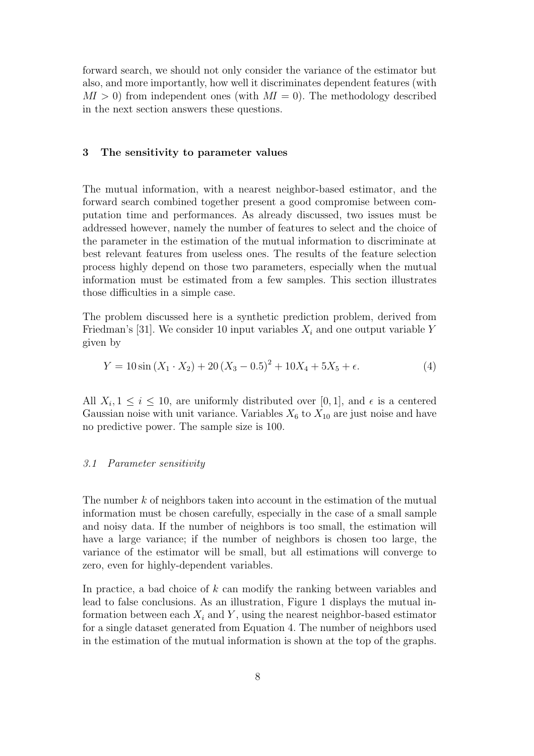forward search, we should not only consider the variance of the estimator but also, and more importantly, how well it discriminates dependent features (with $MI > 0$) from independent ones (with $MI = 0$). The methodology described in the next section answers these questions.

## 3 The sensitivity to parameter values

The mutual information, with a nearest neighbor-based estimator, and the forward search combined together present a good compromise between computation time and performances. As already discussed, two issues must be addressed however, namely the number of features to select and the choice of the parameter in the estimation of the mutual information to discriminate at best relevant features from useless ones. The results of the feature selection process highly depend on those two parameters, especially when the mutual information must be estimated from a few samples. This section illustrates those difficulties in a simple case.

The problem discussed here is a synthetic prediction problem, derived from Friedman's [31]. We consider 10 input variables $X_i$ and one output variable $Y$ given by

$$Y = 10 \sin (X_1 \cdot X_2) + 20 (X_3 - 0.5)^2 + 10 X_4 + 5 X_5 + \epsilon. \tag{4}$$

All $X_i, 1 \leq i \leq 10$, are uniformly distributed over $[0, 1]$, and $\epsilon$ is a centered Gaussian noise with unit variance. Variables $X_6$ to $X_{10}$ are just noise and have no predictive power. The sample size is 100.

### *3.1 Parameter sensitivity*

The number $k$ of neighbors taken into account in the estimation of the mutual information must be chosen carefully, especially in the case of a small sample and noisy data. If the number of neighbors is too small, the estimation will have a large variance; if the number of neighbors is chosen too large, the variance of the estimator will be small, but all estimations will converge to zero, even for highly-dependent variables.

In practice, a bad choice of $k$ can modify the ranking between variables and lead to false conclusions. As an illustration, Figure 1 displays the mutual information between each $X_i$ and $Y$, using the nearest neighbor-based estimator for a single dataset generated from Equation 4. The number of neighbors used in the estimation of the mutual information is shown at the top of the graphs.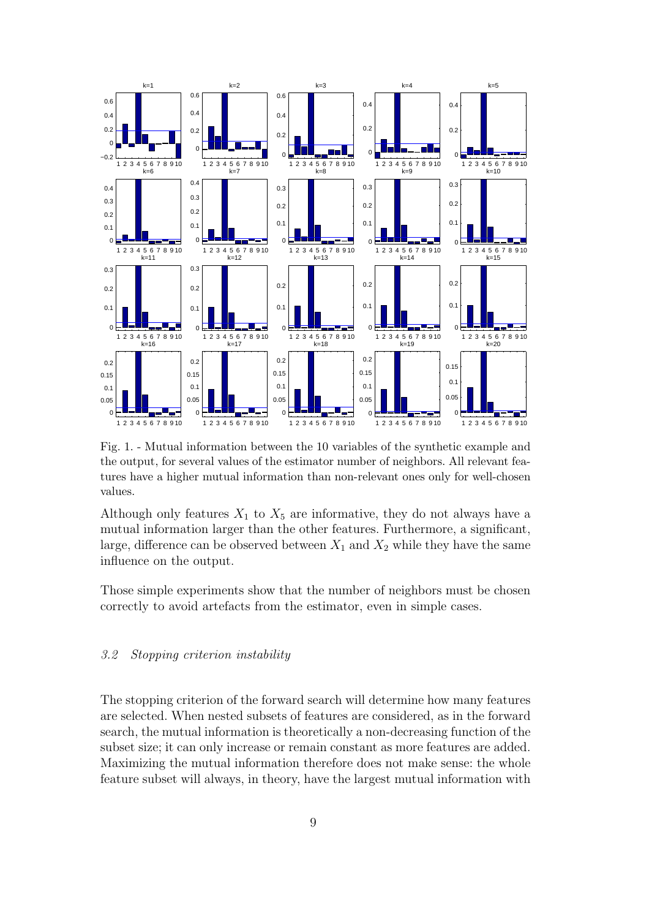Fig. 1. - Mutual information between the 10 variables of the synthetic example and the output, for several values of the estimator number of neighbors. All relevant features have a higher mutual information than non-relevant ones only for well-chosen values.

Although only features $X_1$ to $X_5$ are informative, they do not always have a mutual information larger than the other features. Furthermore, a significant, large, difference can be observed between $X_1$ and $X_2$ while they have the same influence on the output.

Those simple experiments show that the number of neighbors must be chosen correctly to avoid artefacts from the estimator, even in simple cases.

### *3.2 Stopping criterion instability*

The stopping criterion of the forward search will determine how many features are selected. When nested subsets of features are considered, as in the forward search, the mutual information is theoretically a non-decreasing function of the subset size; it can only increase or remain constant as more features are added. Maximizing the mutual information therefore does not make sense: the whole feature subset will always, in theory, have the largest mutual information with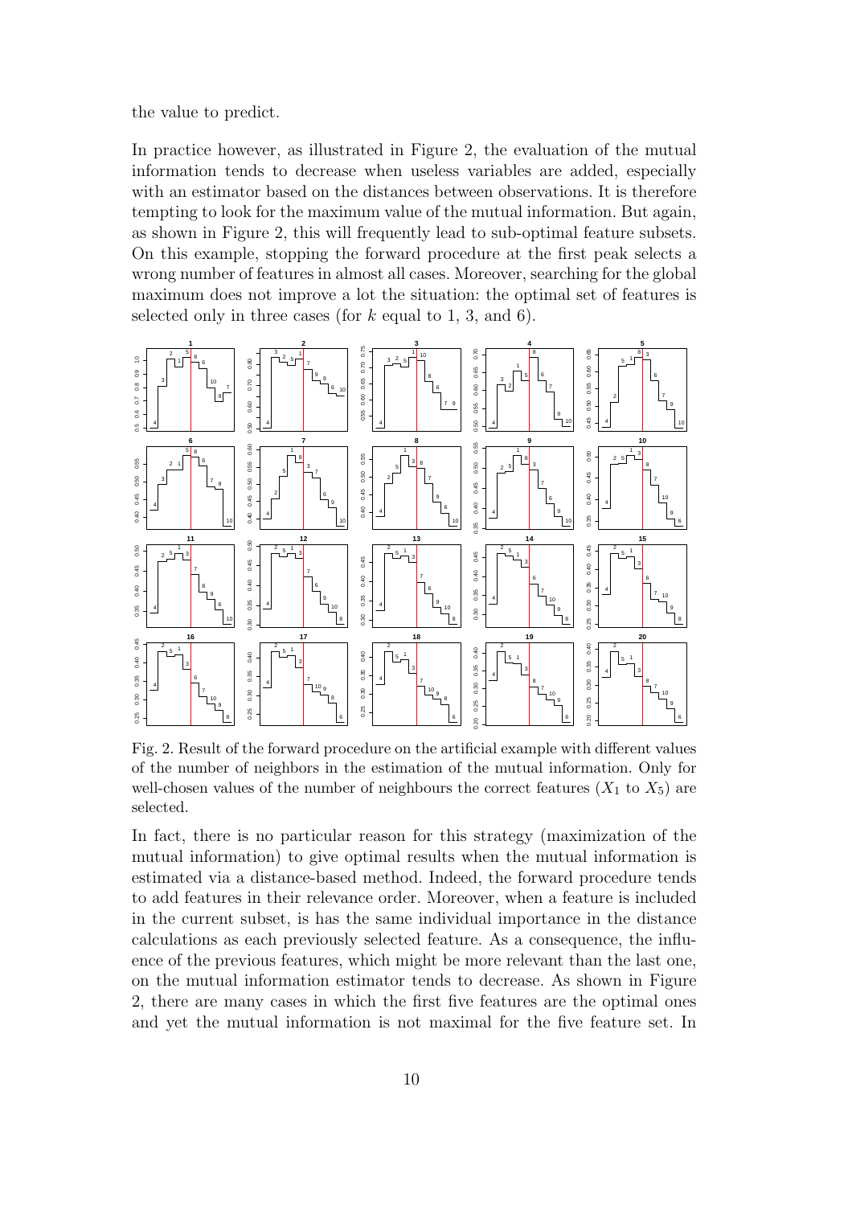the value to predict.

In practice however, as illustrated in Figure 2, the evaluation of the mutual information tends to decrease when useless variables are added, especially with an estimator based on the distances between observations. It is therefore tempting to look for the maximum value of the mutual information. But again, as shown in Figure 2, this will frequently lead to sub-optimal feature subsets. On this example, stopping the forward procedure at the first peak selects a wrong number of features in almost all cases. Moreover, searching for the global maximum does not improve a lot the situation: the optimal set of features is selected only in three cases (for $k$ equal to 1, 3, and 6).

Fig. 2. Result of the forward procedure on the artificial example with different values of the number of neighbors in the estimation of the mutual information. Only for well-chosen values of the number of neighbours the correct features ($X_1$ to $X_5$) are selected.

In fact, there is no particular reason for this strategy (maximization of the mutual information) to give optimal results when the mutual information is estimated via a distance-based method. Indeed, the forward procedure tends to add features in their relevance order. Moreover, when a feature is included in the current subset, is has the same individual importance in the distance calculations as each previously selected feature. As a consequence, the influence of the previous features, which might be more relevant than the last one, on the mutual information estimator tends to decrease. As shown in Figure 2, there are many cases in which the first five features are the optimal ones and yet the mutual information is not maximal for the five feature set. In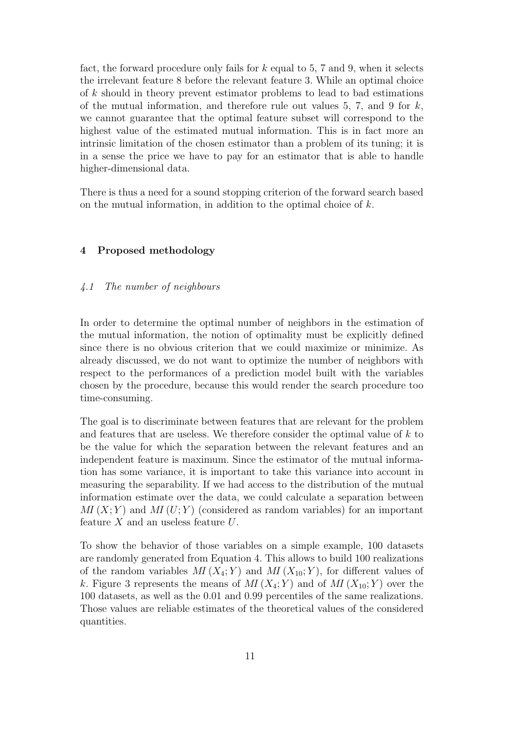fact, the forward procedure only fails for $k$ equal to 5, 7 and 9, when it selects the irrelevant feature 8 before the relevant feature 3. While an optimal choice of $k$ should in theory prevent estimator problems to lead to bad estimations of the mutual information, and therefore rule out values 5, 7, and 9 for $k$, we cannot guarantee that the optimal feature subset will correspond to the highest value of the estimated mutual information. This is in fact more an intrinsic limitation of the chosen estimator than a problem of its tuning; it is in a sense the price we have to pay for an estimator that is able to handle higher-dimensional data.

There is thus a need for a sound stopping criterion of the forward search based on the mutual information, in addition to the optimal choice of $k$.

## 4 Proposed methodology

### 4.1 The number of neighbours

In order to determine the optimal number of neighbors in the estimation of the mutual information, the notion of optimality must be explicitly defined since there is no obvious criterion that we could maximize or minimize. As already discussed, we do not want to optimize the number of neighbors with respect to the performances of a prediction model built with the variables chosen by the procedure, because this would render the search procedure too time-consuming.

The goal is to discriminate between features that are relevant for the problem and features that are useless. We therefore consider the optimal value of $k$ to be the value for which the separation between the relevant features and an independent feature is maximum. Since the estimator of the mutual information has some variance, it is important to take this variance into account in measuring the separability. If we had access to the distribution of the mutual information estimate over the data, we could calculate a separation between $MI\,(X;Y)$ and $MI\,(U;Y)$ (considered as random variables) for an important feature $X$ and an useless feature $U$.

To show the behavior of those variables on a simple example, 100 datasets are randomly generated from Equation 4. This allows to build 100 realizations of the random variables $MI\,(X_4;Y)$ and $MI\,(X_{10};Y)$, for different values of $k$. Figure 3 represents the means of $MI\,(X_4;Y)$ and of $MI\,(X_{10};Y)$ over the 100 datasets, as well as the 0.01 and 0.99 percentiles of the same realizations. Those values are reliable estimates of the theoretical values of the considered quantities.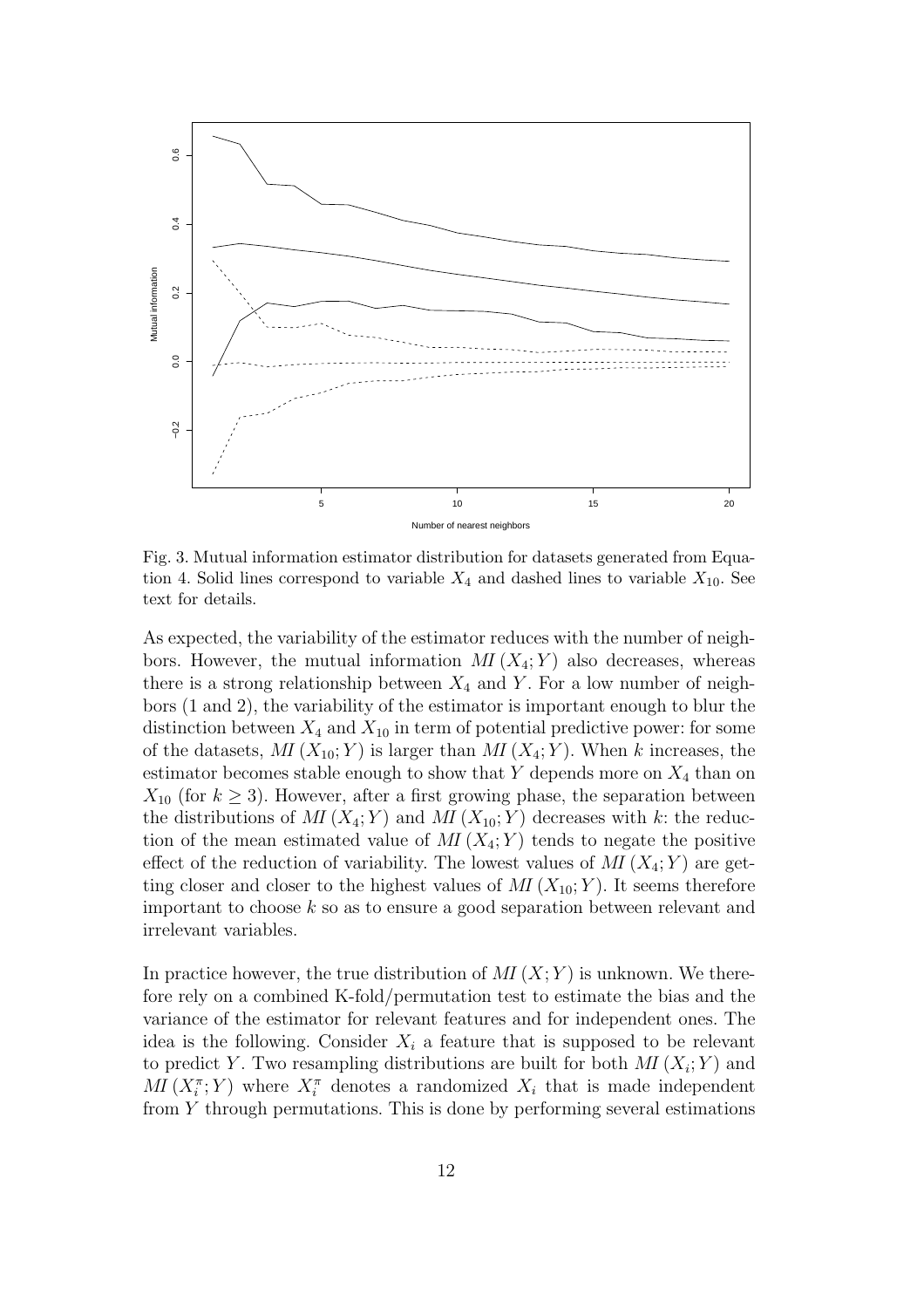Fig. 3. Mutual information estimator distribution for datasets generated from Equation 4. Solid lines correspond to variable $X_4$ and dashed lines to variable $X_{10}$. See text for details.

As expected, the variability of the estimator reduces with the number of neighbors. However, the mutual information $MI(X_4;Y)$ also decreases, whereas there is a strong relationship between $X_4$ and $Y$. For a low number of neighbors (1 and 2), the variability of the estimator is important enough to blur the distinction between $X_4$ and $X_{10}$ in term of potential predictive power: for some of the datasets, $MI(X_{10};Y)$ is larger than $MI(X_4;Y)$. When $k$ increases, the estimator becomes stable enough to show that $Y$ depends more on $X_4$ than on $X_{10}$ (for $k \geq 3$). However, after a first growing phase, the separation between the distributions of $MI(X_4;Y)$ and $MI(X_{10};Y)$ decreases with $k$: the reduction of the mean estimated value of $MI(X_4;Y)$ tends to negate the positive effect of the reduction of variability. The lowest values of $MI(X_4;Y)$ are getting closer and closer to the highest values of $MI(X_{10};Y)$. It seems therefore important to choose $k$ so as to ensure a good separation between relevant and irrelevant variables.

In practice however, the true distribution of $MI(X;Y)$ is unknown. We therefore rely on a combined K-fold/permutation test to estimate the bias and the variance of the estimator for relevant features and for independent ones. The idea is the following. Consider $X_i$ a feature that is supposed to be relevant to predict $Y$. Two resampling distributions are built for both $MI(X_i;Y)$ and $MI(X_i^{\pi};Y)$ where $X_i^{\pi}$ denotes a randomized $X_i$ that is made independent from $Y$ through permutations. This is done by performing several estimations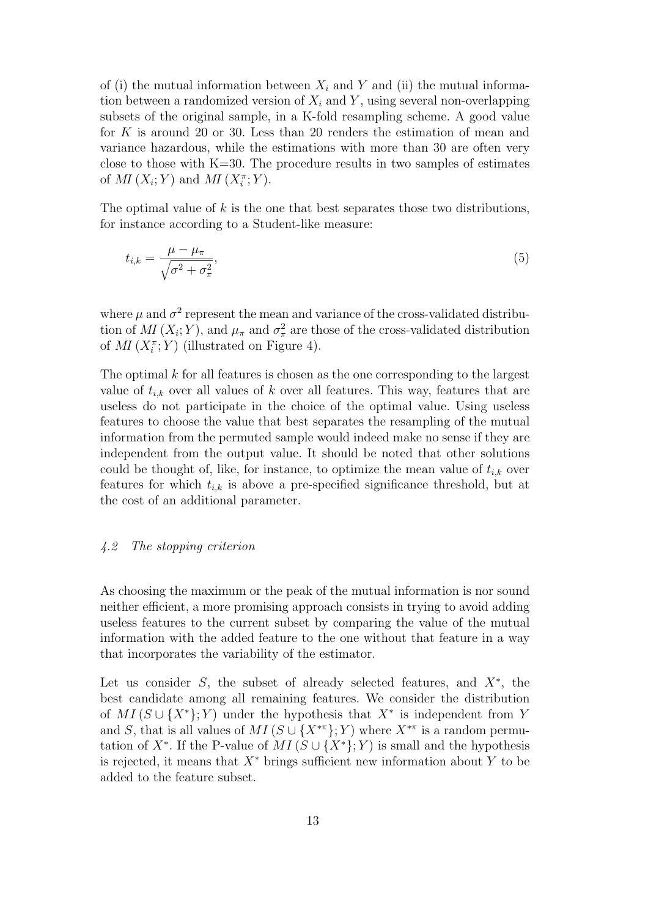of (i) the mutual information between $X_i$ and $Y$ and (ii) the mutual information between a randomized version of $X_i$ and $Y$, using several non-overlapping subsets of the original sample, in a K-fold resampling scheme. A good value for $K$ is around 20 or 30. Less than 20 renders the estimation of mean and variance hazardous, while the estimations with more than 30 are often very close to those with K=30. The procedure results in two samples of estimates of $MI(X_i; Y)$ and $MI(X_i^\pi; Y)$.

The optimal value of $k$ is the one that best separates those two distributions, for instance according to a Student-like measure:

$$t_{i,k} = \frac{\mu - \mu_\pi}{\sqrt{\sigma^2 + \sigma_\pi^2}}, \tag{5}$$

where $\mu$ and $\sigma^2$ represent the mean and variance of the cross-validated distribution of $MI(X_i; Y)$, and $\mu_\pi$ and $\sigma_\pi^2$ are those of the cross-validated distribution of $MI(X_i^\pi; Y)$ (illustrated on Figure 4).

The optimal $k$ for all features is chosen as the one corresponding to the largest value of $t_{i,k}$ over all values of $k$ over all features. This way, features that are useless do not participate in the choice of the optimal value. Using useless features to choose the value that best separates the resampling of the mutual information from the permuted sample would indeed make no sense if they are independent from the output value. It should be noted that other solutions could be thought of, like, for instance, to optimize the mean value of $t_{i,k}$ over features for which $t_{i,k}$ is above a pre-specified significance threshold, but at the cost of an additional parameter.

### *4.2 The stopping criterion*

As choosing the maximum or the peak of the mutual information is nor sound neither efficient, a more promising approach consists in trying to avoid adding useless features to the current subset by comparing the value of the mutual information with the added feature to the one without that feature in a way that incorporates the variability of the estimator.

Let us consider $S$, the subset of already selected features, and $X^*$, the best candidate among all remaining features. We consider the distribution of $MI(S \cup \{X^*\}; Y)$ under the hypothesis that $X^*$ is independent from $Y$ and $S$, that is all values of $MI(S \cup \{X^{*\pi}\}; Y)$ where $X^{*\pi}$ is a random permutation of $X^*$. If the P-value of $MI(S \cup \{X^*\}; Y)$ is small and the hypothesis is rejected, it means that $X^*$ brings sufficient new information about $Y$ to be added to the feature subset.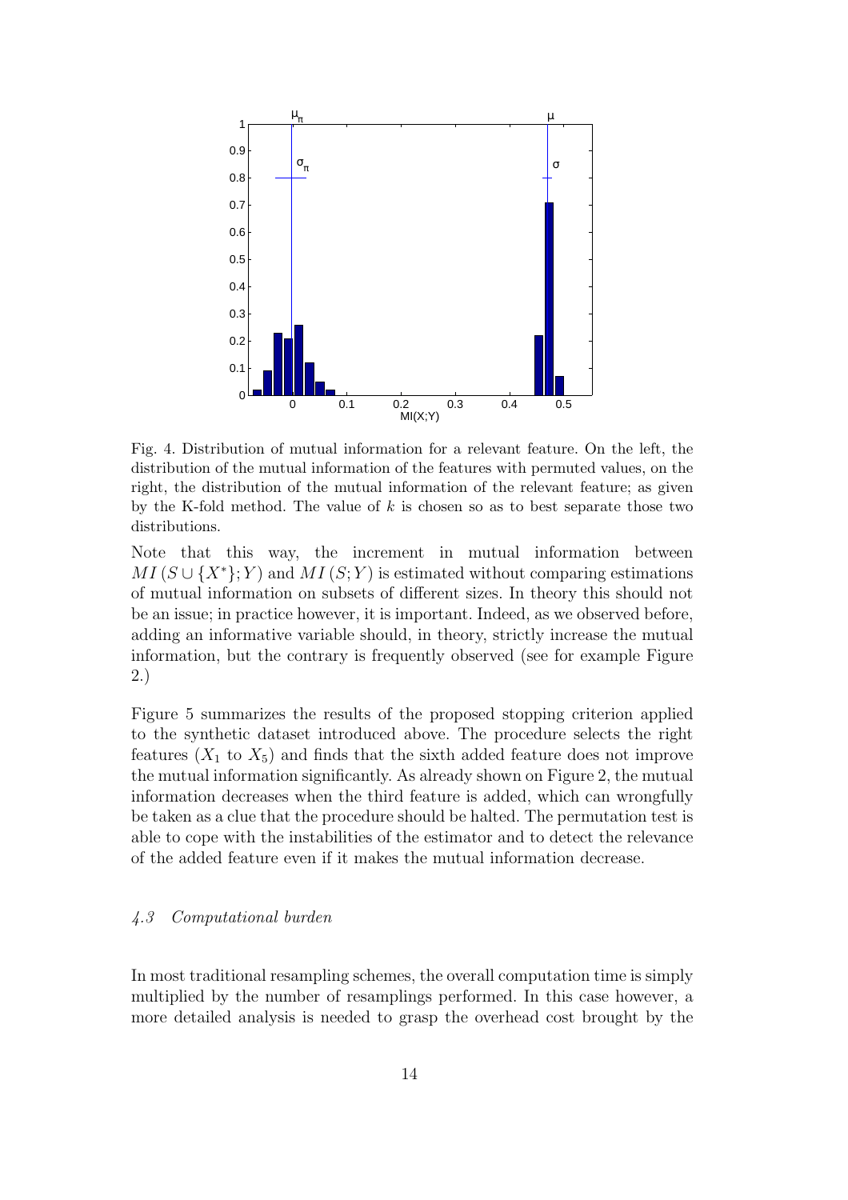Fig. 4. Distribution of mutual information for a relevant feature. On the left, the distribution of the mutual information of the features with permuted values, on the right, the distribution of the mutual information of the relevant feature; as given by the K-fold method. The value of $k$ is chosen so as to best separate those two distributions.

Note that this way, the increment in mutual information between $MI(S \cup \{X^*\}; Y)$ and $MI(S; Y)$ is estimated without comparing estimations of mutual information on subsets of different sizes. In theory this should not be an issue; in practice however, it is important. Indeed, as we observed before, adding an informative variable should, in theory, strictly increase the mutual information, but the contrary is frequently observed (see for example Figure 2.)

Figure 5 summarizes the results of the proposed stopping criterion applied to the synthetic dataset introduced above. The procedure selects the right features ($X_1$ to $X_5$) and finds that the sixth added feature does not improve the mutual information significantly. As already shown on Figure 2, the mutual information decreases when the third feature is added, which can wrongfully be taken as a clue that the procedure should be halted. The permutation test is able to cope with the instabilities of the estimator and to detect the relevance of the added feature even if it makes the mutual information decrease.

### *4.3 Computational burden*

In most traditional resampling schemes, the overall computation time is simply multiplied by the number of resamplings performed. In this case however, a more detailed analysis is needed to grasp the overhead cost brought by the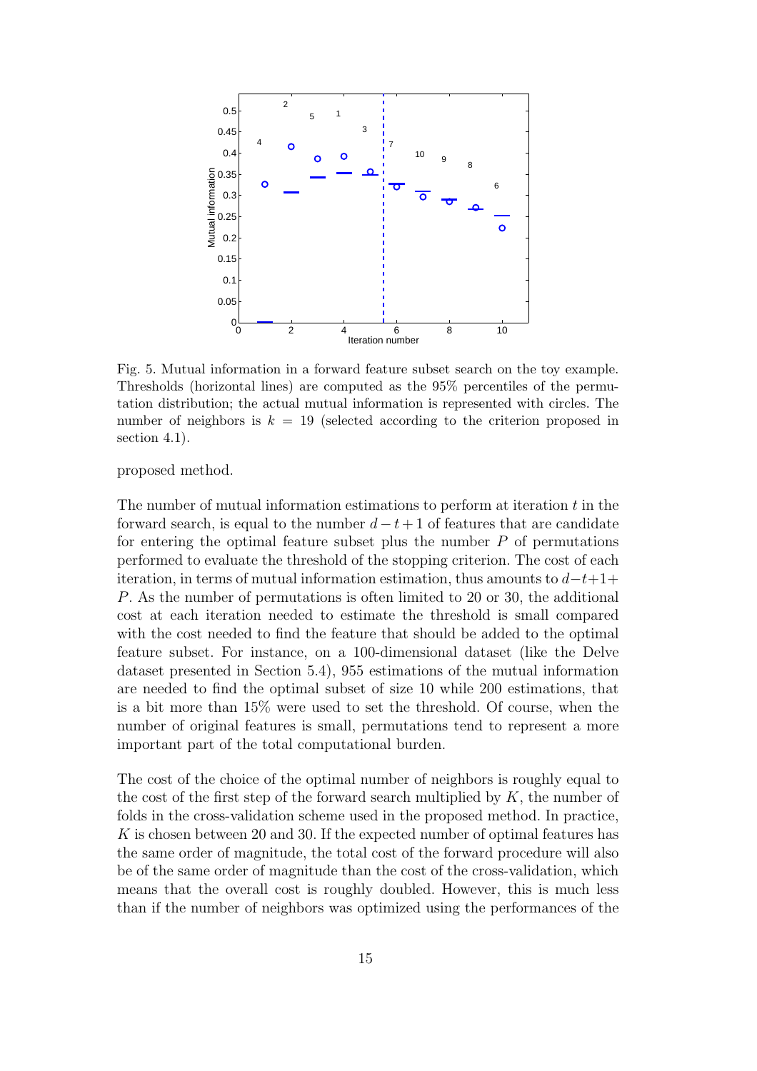Fig. 5. Mutual information in a forward feature subset search on the toy example. Thresholds (horizontal lines) are computed as the 95% percentiles of the permutation distribution; the actual mutual information is represented with circles. The number of neighbors is $k = 19$ (selected according to the criterion proposed in section 4.1).

proposed method.

The number of mutual information estimations to perform at iteration $t$ in the forward search, is equal to the number $d - t + 1$ of features that are candidate for entering the optimal feature subset plus the number $P$ of permutations performed to evaluate the threshold of the stopping criterion. The cost of each iteration, in terms of mutual information estimation, thus amounts to $d-t+1+P$. As the number of permutations is often limited to 20 or 30, the additional cost at each iteration needed to estimate the threshold is small compared with the cost needed to find the feature that should be added to the optimal feature subset. For instance, on a 100-dimensional dataset (like the Delve dataset presented in Section 5.4), 955 estimations of the mutual information are needed to find the optimal subset of size 10 while 200 estimations, that is a bit more than 15% were used to set the threshold. Of course, when the number of original features is small, permutations tend to represent a more important part of the total computational burden.

The cost of the choice of the optimal number of neighbors is roughly equal to the cost of the first step of the forward search multiplied by $K$, the number of folds in the cross-validation scheme used in the proposed method. In practice, $K$ is chosen between 20 and 30. If the expected number of optimal features has the same order of magnitude, the total cost of the forward procedure will also be of the same order of magnitude than the cost of the cross-validation, which means that the overall cost is roughly doubled. However, this is much less than if the number of neighbors was optimized using the performances of the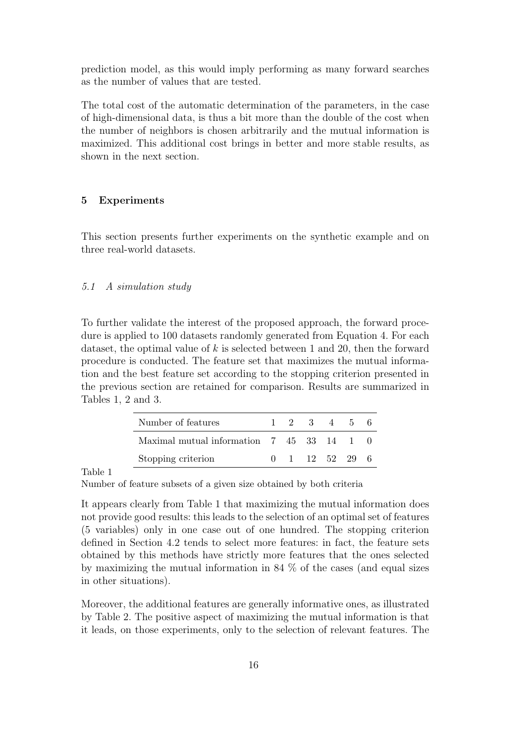prediction model, as this would imply performing as many forward searches as the number of values that are tested.

The total cost of the automatic determination of the parameters, in the case of high-dimensional data, is thus a bit more than the double of the cost when the number of neighbors is chosen arbitrarily and the mutual information is maximized. This additional cost brings in better and more stable results, as shown in the next section.

## 5 Experiments

This section presents further experiments on the synthetic example and on three real-world datasets.

### *5.1 A simulation study*

To further validate the interest of the proposed approach, the forward procedure is applied to 100 datasets randomly generated from Equation 4. For each dataset, the optimal value of $k$ is selected between 1 and 20, then the forward procedure is conducted. The feature set that maximizes the mutual information and the best feature set according to the stopping criterion presented in the previous section are retained for comparison. Results are summarized in Tables 1, 2 and 3.

| Number of features | 1 | 2 | 3 | 4 | 5 | 6 |
|---|---|---|---|---|---|---|
| Maximal mutual information | 7 | 45 | 33 | 14 | 1 | 0 |
| Stopping criterion | 0 | 1 | 12 | 52 | 29 | 6 |

Table 1
Number of feature subsets of a given size obtained by both criteria

It appears clearly from Table 1 that maximizing the mutual information does not provide good results: this leads to the selection of an optimal set of features (5 variables) only in one case out of one hundred. The stopping criterion defined in Section 4.2 tends to select more features: in fact, the feature sets obtained by this methods have strictly more features that the ones selected by maximizing the mutual information in 84 % of the cases (and equal sizes in other situations).

Moreover, the additional features are generally informative ones, as illustrated by Table 2. The positive aspect of maximizing the mutual information is that it leads, on those experiments, only to the selection of relevant features. The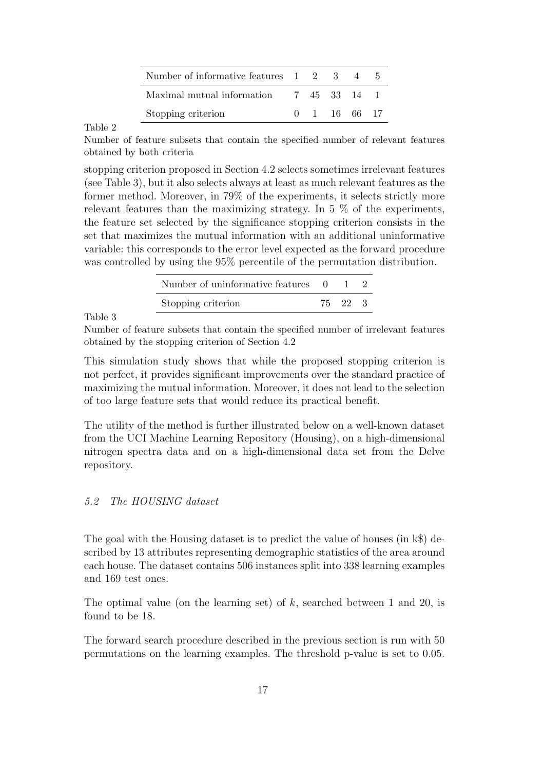| Number of informative features | 1 | 2 | 3 | 4 | 5 |
|---|---|---|---|---|---|
| Maximal mutual information | 7 | 45 | 33 | 14 | 1 |
| Stopping criterion | 0 | 1 | 16 | 66 | 17 |

Table 2

Number of feature subsets that contain the specified number of relevant features obtained by both criteria

stopping criterion proposed in Section 4.2 selects sometimes irrelevant features (see Table 3), but it also selects always at least as much relevant features as the former method. Moreover, in 79% of the experiments, it selects strictly more relevant features than the maximizing strategy. In 5 % of the experiments, the feature set selected by the significance stopping criterion consists in the set that maximizes the mutual information with an additional uninformative variable: this corresponds to the error level expected as the forward procedure was controlled by using the 95% percentile of the permutation distribution.

| Number of uninformative features | 0 | 1 | 2 |
|---|---|---|---|
| Stopping criterion | 75 | 22 | 3 |

Table 3

Number of feature subsets that contain the specified number of irrelevant features obtained by the stopping criterion of Section 4.2

This simulation study shows that while the proposed stopping criterion is not perfect, it provides significant improvements over the standard practice of maximizing the mutual information. Moreover, it does not lead to the selection of too large feature sets that would reduce its practical benefit.

The utility of the method is further illustrated below on a well-known dataset from the UCI Machine Learning Repository (Housing), on a high-dimensional nitrogen spectra data and on a high-dimensional data set from the Delve repository.

### *5.2 The HOUSING dataset*

The goal with the Housing dataset is to predict the value of houses (in k$) described by 13 attributes representing demographic statistics of the area around each house. The dataset contains 506 instances split into 338 learning examples and 169 test ones.

The optimal value (on the learning set) of $k$, searched between 1 and 20, is found to be 18.

The forward search procedure described in the previous section is run with 50 permutations on the learning examples. The threshold p-value is set to 0.05.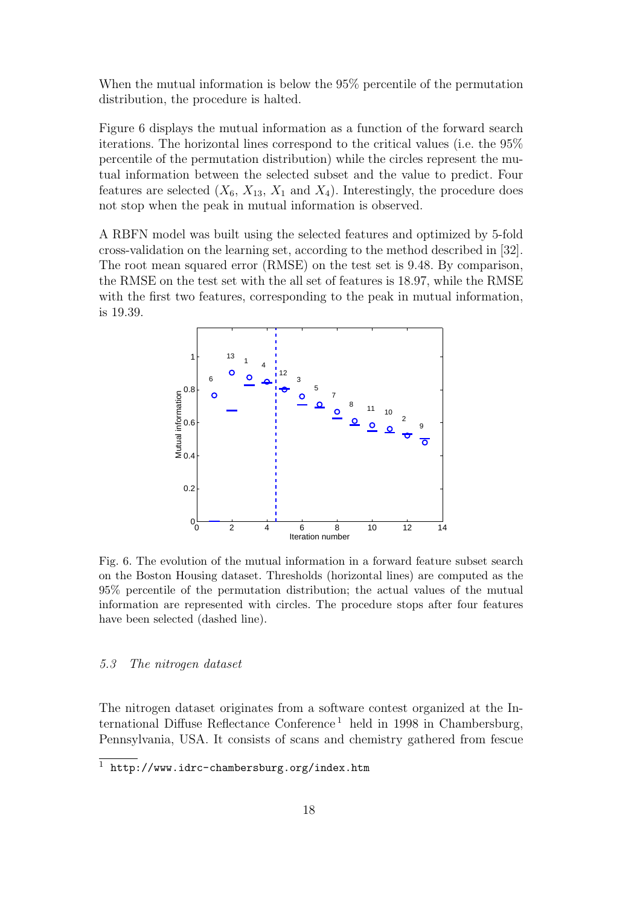When the mutual information is below the 95% percentile of the permutation distribution, the procedure is halted.

Figure 6 displays the mutual information as a function of the forward search iterations. The horizontal lines correspond to the critical values (i.e. the 95% percentile of the permutation distribution) while the circles represent the mutual information between the selected subset and the value to predict. Four features are selected ($X_6$, $X_{13}$, $X_1$ and $X_4$). Interestingly, the procedure does not stop when the peak in mutual information is observed.

A RBFN model was built using the selected features and optimized by 5-fold cross-validation on the learning set, according to the method described in [32]. The root mean squared error (RMSE) on the test set is 9.48. By comparison, the RMSE on the test set with the all set of features is 18.97, while the RMSE with the first two features, corresponding to the peak in mutual information, is 19.39.

Fig. 6. The evolution of the mutual information in a forward feature subset search on the Boston Housing dataset. Thresholds (horizontal lines) are computed as the 95% percentile of the permutation distribution; the actual values of the mutual information are represented with circles. The procedure stops after four features have been selected (dashed line).

### *5.3 The nitrogen dataset*

The nitrogen dataset originates from a software contest organized at the International Diffuse Reflectance Conference [1] held in 1998 in Chambersburg, Pennsylvania, USA. It consists of scans and chemistry gathered from fescue

[1] `http://www.idrc-chambersburg.org/index.htm`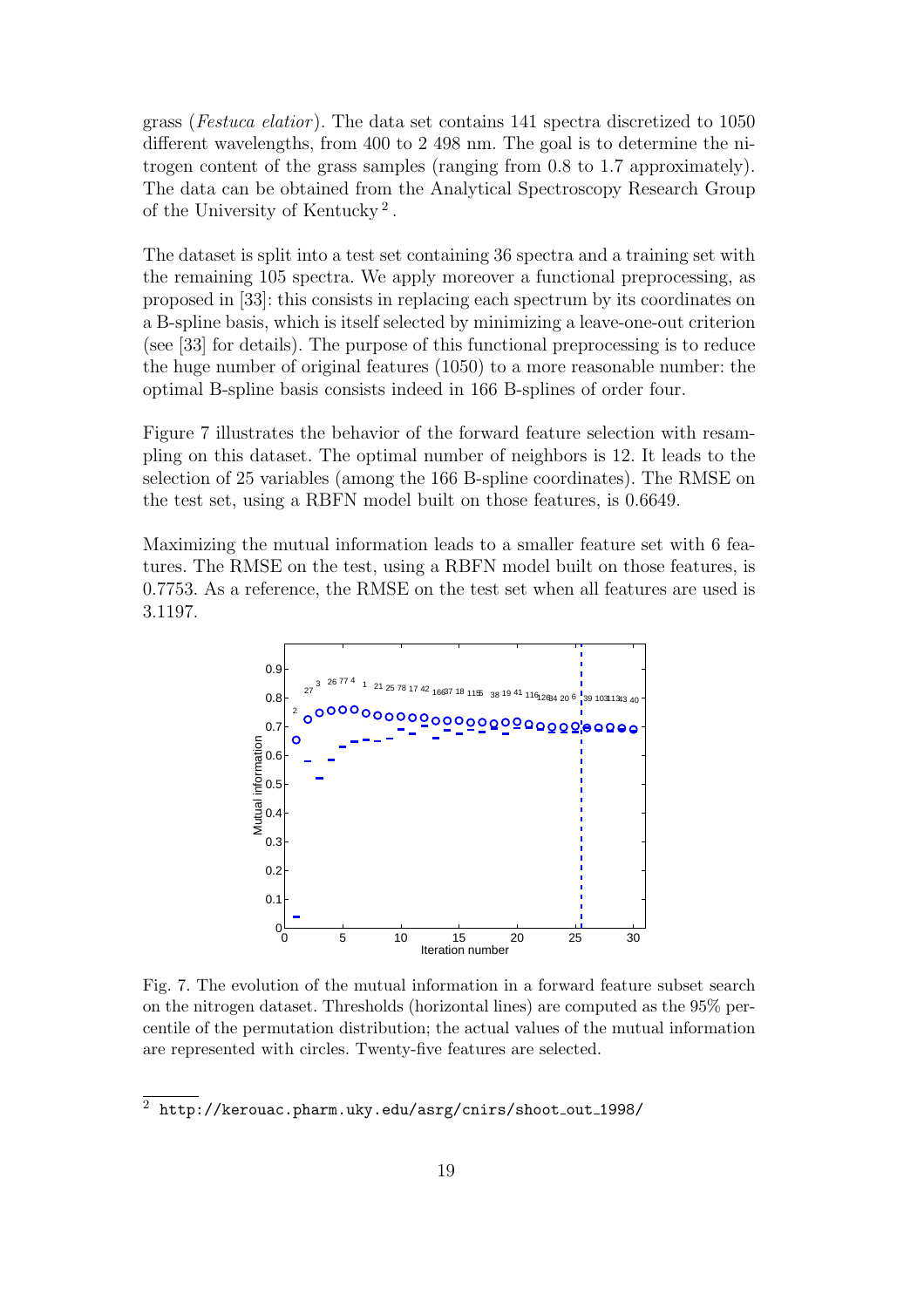grass (*Festuca elatior*). The data set contains 141 spectra discretized to 1050 different wavelengths, from 400 to 2 498 nm. The goal is to determine the nitrogen content of the grass samples (ranging from 0.8 to 1.7 approximately). The data can be obtained from the Analytical Spectroscopy Research Group of the University of Kentucky [2].

The dataset is split into a test set containing 36 spectra and a training set with the remaining 105 spectra. We apply moreover a functional preprocessing, as proposed in [33]: this consists in replacing each spectrum by its coordinates on a B-spline basis, which is itself selected by minimizing a leave-one-out criterion (see [33] for details). The purpose of this functional preprocessing is to reduce the huge number of original features (1050) to a more reasonable number: the optimal B-spline basis consists indeed in 166 B-splines of order four.

Figure 7 illustrates the behavior of the forward feature selection with resampling on this dataset. The optimal number of neighbors is 12. It leads to the selection of 25 variables (among the 166 B-spline coordinates). The RMSE on the test set, using a RBFN model built on those features, is 0.6649.

Maximizing the mutual information leads to a smaller feature set with 6 features. The RMSE on the test, using a RBFN model built on those features, is 0.7753. As a reference, the RMSE on the test set when all features are used is 3.1197.

Fig. 7. The evolution of the mutual information in a forward feature subset search on the nitrogen dataset. Thresholds (horizontal lines) are computed as the 95% percentile of the permutation distribution; the actual values of the mutual information are represented with circles. Twenty-five features are selected.

[2] http://kerouac.pharm.uky.edu/asrg/cnirs/shoot_out_1998/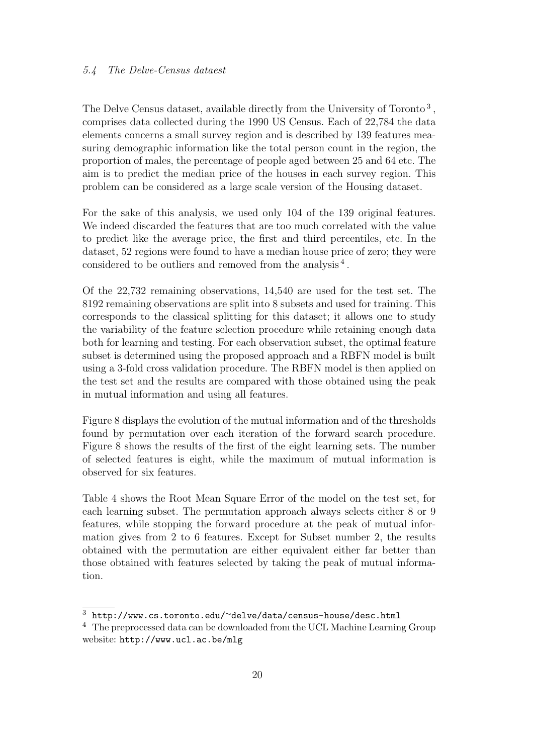### 5.4 The Delve-Census dataest

The Delve Census dataset, available directly from the University of Toronto [3], comprises data collected during the 1990 US Census. Each of 22,784 the data elements concerns a small survey region and is described by 139 features measuring demographic information like the total person count in the region, the proportion of males, the percentage of people aged between 25 and 64 etc. The aim is to predict the median price of the houses in each survey region. This problem can be considered as a large scale version of the Housing dataset.

For the sake of this analysis, we used only 104 of the 139 original features. We indeed discarded the features that are too much correlated with the value to predict like the average price, the first and third percentiles, etc. In the dataset, 52 regions were found to have a median house price of zero; they were considered to be outliers and removed from the analysis [4].

Of the 22,732 remaining observations, 14,540 are used for the test set. The 8192 remaining observations are split into 8 subsets and used for training. This corresponds to the classical splitting for this dataset; it allows one to study the variability of the feature selection procedure while retaining enough data both for learning and testing. For each observation subset, the optimal feature subset is determined using the proposed approach and a RBFN model is built using a 3-fold cross validation procedure. The RBFN model is then applied on the test set and the results are compared with those obtained using the peak in mutual information and using all features.

Figure 8 displays the evolution of the mutual information and of the thresholds found by permutation over each iteration of the forward search procedure. Figure 8 shows the results of the first of the eight learning sets. The number of selected features is eight, while the maximum of mutual information is observed for six features.

Table 4 shows the Root Mean Square Error of the model on the test set, for each learning subset. The permutation approach always selects either 8 or 9 features, while stopping the forward procedure at the peak of mutual information gives from 2 to 6 features. Except for Subset number 2, the results obtained with the permutation are either equivalent either far better than those obtained with features selected by taking the peak of mutual information.

[3] `http://www.cs.toronto.edu/~delve/data/census-house/desc.html`

[4] The preprocessed data can be downloaded from the UCL Machine Learning Group website: `http://www.ucl.ac.be/mlg`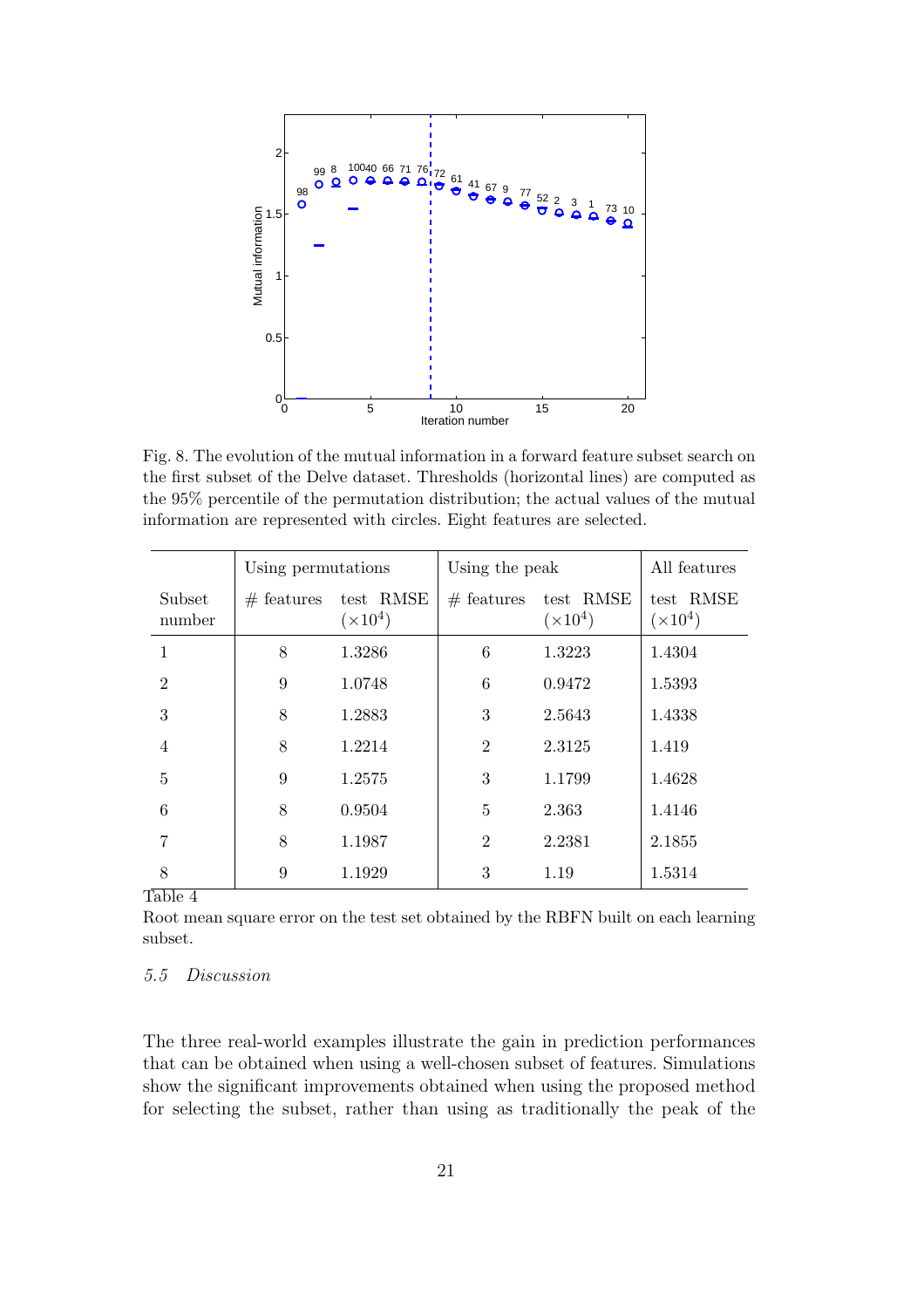Fig. 8. The evolution of the mutual information in a forward feature subset search on the first subset of the Delve dataset. Thresholds (horizontal lines) are computed as the 95% percentile of the permutation distribution; the actual values of the mutual information are represented with circles. Eight features are selected.

| Subset number | Using permutations | | Using the peak | | All features |
|---|---|---|---|---|---|
| | # features | test RMSE ($\times 10^4$) | # features | test RMSE ($\times 10^4$) | test RMSE ($\times 10^4$) |
| 1 | 8 | 1.3286 | 6 | 1.3223 | 1.4304 |
| 2 | 9 | 1.0748 | 6 | 0.9472 | 1.5393 |
| 3 | 8 | 1.2883 | 3 | 2.5643 | 1.4338 |
| 4 | 8 | 1.2214 | 2 | 2.3125 | 1.419 |
| 5 | 9 | 1.2575 | 3 | 1.1799 | 1.4628 |
| 6 | 8 | 0.9504 | 5 | 2.363 | 1.4146 |
| 7 | 8 | 1.1987 | 2 | 2.2381 | 2.1855 |
| 8 | 9 | 1.1929 | 3 | 1.19 | 1.5314 |

Table 4

Root mean square error on the test set obtained by the RBFN built on each learning subset.

### *5.5 Discussion*

The three real-world examples illustrate the gain in prediction performances that can be obtained when using a well-chosen subset of features. Simulations show the significant improvements obtained when using the proposed method for selecting the subset, rather than using as traditionally the peak of the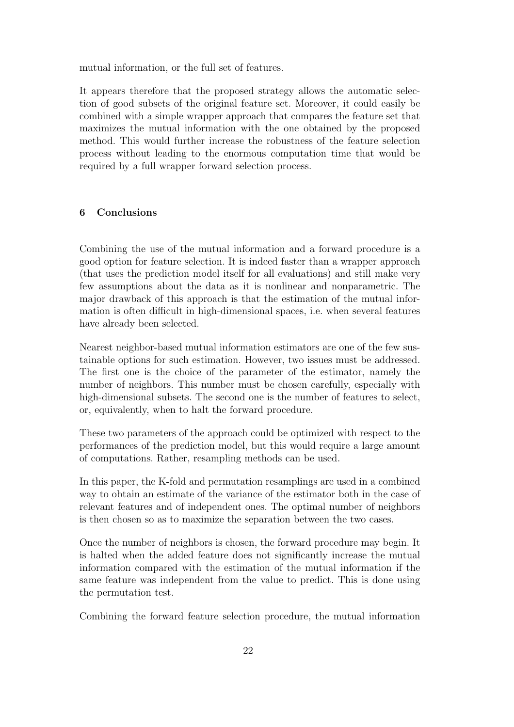mutual information, or the full set of features.

It appears therefore that the proposed strategy allows the automatic selection of good subsets of the original feature set. Moreover, it could easily be combined with a simple wrapper approach that compares the feature set that maximizes the mutual information with the one obtained by the proposed method. This would further increase the robustness of the feature selection process without leading to the enormous computation time that would be required by a full wrapper forward selection process.

## 6 Conclusions

Combining the use of the mutual information and a forward procedure is a good option for feature selection. It is indeed faster than a wrapper approach (that uses the prediction model itself for all evaluations) and still make very few assumptions about the data as it is nonlinear and nonparametric. The major drawback of this approach is that the estimation of the mutual information is often difficult in high-dimensional spaces, i.e. when several features have already been selected.

Nearest neighbor-based mutual information estimators are one of the few sustainable options for such estimation. However, two issues must be addressed. The first one is the choice of the parameter of the estimator, namely the number of neighbors. This number must be chosen carefully, especially with high-dimensional subsets. The second one is the number of features to select, or, equivalently, when to halt the forward procedure.

These two parameters of the approach could be optimized with respect to the performances of the prediction model, but this would require a large amount of computations. Rather, resampling methods can be used.

In this paper, the K-fold and permutation resamplings are used in a combined way to obtain an estimate of the variance of the estimator both in the case of relevant features and of independent ones. The optimal number of neighbors is then chosen so as to maximize the separation between the two cases.

Once the number of neighbors is chosen, the forward procedure may begin. It is halted when the added feature does not significantly increase the mutual information compared with the estimation of the mutual information if the same feature was independent from the value to predict. This is done using the permutation test.

Combining the forward feature selection procedure, the mutual information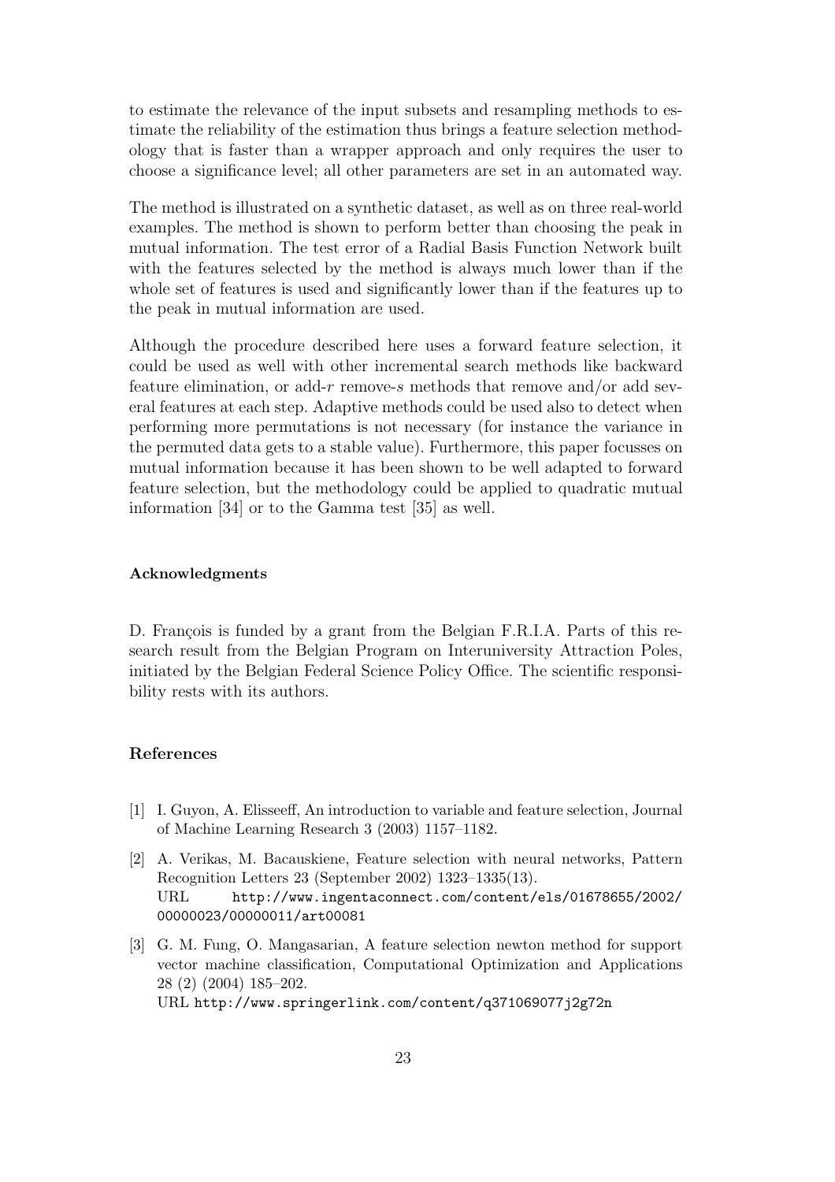to estimate the relevance of the input subsets and resampling methods to estimate the reliability of the estimation thus brings a feature selection methodology that is faster than a wrapper approach and only requires the user to choose a significance level; all other parameters are set in an automated way.

The method is illustrated on a synthetic dataset, as well as on three real-world examples. The method is shown to perform better than choosing the peak in mutual information. The test error of a Radial Basis Function Network built with the features selected by the method is always much lower than if the whole set of features is used and significantly lower than if the features up to the peak in mutual information are used.

Although the procedure described here uses a forward feature selection, it could be used as well with other incremental search methods like backward feature elimination, or add-$r$ remove-$s$ methods that remove and/or add several features at each step. Adaptive methods could be used also to detect when performing more permutations is not necessary (for instance the variance in the permuted data gets to a stable value). Furthermore, this paper focusses on mutual information because it has been shown to be well adapted to forward feature selection, but the methodology could be applied to quadratic mutual information [34] or to the Gamma test [35] as well.

### Acknowledgments

D. François is funded by a grant from the Belgian F.R.I.A. Parts of this research result from the Belgian Program on Interuniversity Attraction Poles, initiated by the Belgian Federal Science Policy Office. The scientific responsibility rests with its authors.

### References

[1] I. Guyon, A. Elisseeff, An introduction to variable and feature selection, Journal of Machine Learning Research 3 (2003) 1157–1182.

[2] A. Verikas, M. Bacauskiene, Feature selection with neural networks, Pattern Recognition Letters 23 (September 2002) 1323–1335(13).
URL http://www.ingentaconnect.com/content/els/01678655/2002/00000023/00000011/art00081

[3] G. M. Fung, O. Mangasarian, A feature selection newton method for support vector machine classification, Computational Optimization and Applications 28 (2) (2004) 185–202.
URL http://www.springerlink.com/content/q371069077j2g72n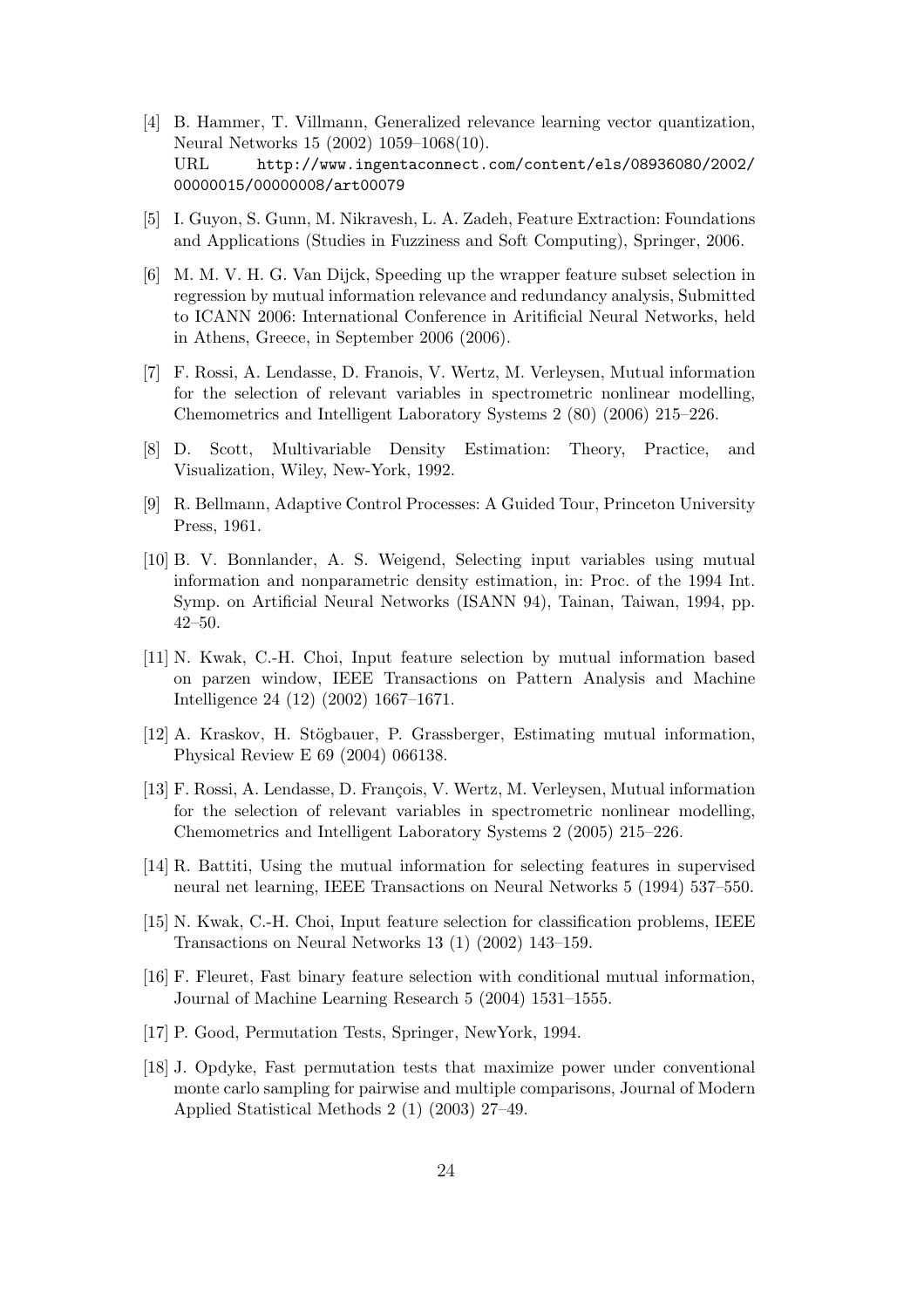[4] B. Hammer, T. Villmann, Generalized relevance learning vector quantization, Neural Networks 15 (2002) 1059–1068(10).
URL http://www.ingentaconnect.com/content/els/08936080/2002/00000015/00000008/art00079

[5] I. Guyon, S. Gunn, M. Nikravesh, L. A. Zadeh, Feature Extraction: Foundations and Applications (Studies in Fuzziness and Soft Computing), Springer, 2006.

[6] M. M. V. H. G. Van Dijck, Speeding up the wrapper feature subset selection in regression by mutual information relevance and redundancy analysis, Submitted to ICANN 2006: International Conference in Aritificial Neural Networks, held in Athens, Greece, in September 2006 (2006).

[7] F. Rossi, A. Lendasse, D. Franois, V. Wertz, M. Verleysen, Mutual information for the selection of relevant variables in spectrometric nonlinear modelling, Chemometrics and Intelligent Laboratory Systems 2 (80) (2006) 215–226.

[8] D. Scott, Multivariable Density Estimation: Theory, Practice, and Visualization, Wiley, New-York, 1992.

[9] R. Bellmann, Adaptive Control Processes: A Guided Tour, Princeton University Press, 1961.

[10] B. V. Bonnlander, A. S. Weigend, Selecting input variables using mutual information and nonparametric density estimation, in: Proc. of the 1994 Int. Symp. on Artificial Neural Networks (ISANN 94), Tainan, Taiwan, 1994, pp. 42–50.

[11] N. Kwak, C.-H. Choi, Input feature selection by mutual information based on parzen window, IEEE Transactions on Pattern Analysis and Machine Intelligence 24 (12) (2002) 1667–1671.

[12] A. Kraskov, H. Stögbauer, P. Grassberger, Estimating mutual information, Physical Review E 69 (2004) 066138.

[13] F. Rossi, A. Lendasse, D. François, V. Wertz, M. Verleysen, Mutual information for the selection of relevant variables in spectrometric nonlinear modelling, Chemometrics and Intelligent Laboratory Systems 2 (2005) 215–226.

[14] R. Battiti, Using the mutual information for selecting features in supervised neural net learning, IEEE Transactions on Neural Networks 5 (1994) 537–550.

[15] N. Kwak, C.-H. Choi, Input feature selection for classification problems, IEEE Transactions on Neural Networks 13 (1) (2002) 143–159.

[16] F. Fleuret, Fast binary feature selection with conditional mutual information, Journal of Machine Learning Research 5 (2004) 1531–1555.

[17] P. Good, Permutation Tests, Springer, NewYork, 1994.

[18] J. Opdyke, Fast permutation tests that maximize power under conventional monte carlo sampling for pairwise and multiple comparisons, Journal of Modern Applied Statistical Methods 2 (1) (2003) 27–49.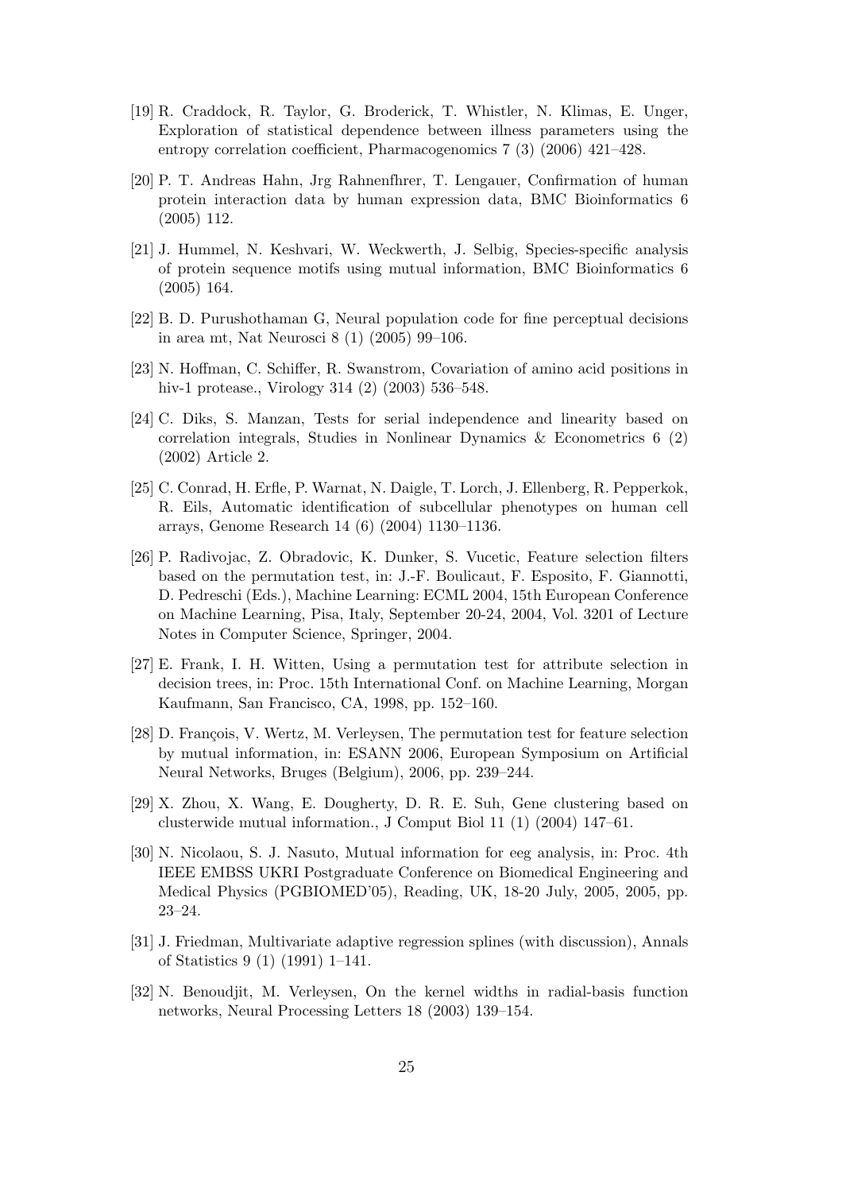[19] R. Craddock, R. Taylor, G. Broderick, T. Whistler, N. Klimas, E. Unger, Exploration of statistical dependence between illness parameters using the entropy correlation coefficient, Pharmacogenomics 7 (3) (2006) 421–428.

[20] P. T. Andreas Hahn, Jrg Rahnenfhrer, T. Lengauer, Confirmation of human protein interaction data by human expression data, BMC Bioinformatics 6 (2005) 112.

[21] J. Hummel, N. Keshvari, W. Weckwerth, J. Selbig, Species-specific analysis of protein sequence motifs using mutual information, BMC Bioinformatics 6 (2005) 164.

[22] B. D. Purushothaman G, Neural population code for fine perceptual decisions in area mt, Nat Neurosci 8 (1) (2005) 99–106.

[23] N. Hoffman, C. Schiffer, R. Swanstrom, Covariation of amino acid positions in hiv-1 protease., Virology 314 (2) (2003) 536–548.

[24] C. Diks, S. Manzan, Tests for serial independence and linearity based on correlation integrals, Studies in Nonlinear Dynamics & Econometrics 6 (2) (2002) Article 2.

[25] C. Conrad, H. Erfle, P. Warnat, N. Daigle, T. Lorch, J. Ellenberg, R. Pepperkok, R. Eils, Automatic identification of subcellular phenotypes on human cell arrays, Genome Research 14 (6) (2004) 1130–1136.

[26] P. Radivojac, Z. Obradovic, K. Dunker, S. Vucetic, Feature selection filters based on the permutation test, in: J.-F. Boulicaut, F. Esposito, F. Giannotti, D. Pedreschi (Eds.), Machine Learning: ECML 2004, 15th European Conference on Machine Learning, Pisa, Italy, September 20-24, 2004, Vol. 3201 of Lecture Notes in Computer Science, Springer, 2004.

[27] E. Frank, I. H. Witten, Using a permutation test for attribute selection in decision trees, in: Proc. 15th International Conf. on Machine Learning, Morgan Kaufmann, San Francisco, CA, 1998, pp. 152–160.

[28] D. François, V. Wertz, M. Verleysen, The permutation test for feature selection by mutual information, in: ESANN 2006, European Symposium on Artificial Neural Networks, Bruges (Belgium), 2006, pp. 239–244.

[29] X. Zhou, X. Wang, E. Dougherty, D. R. E. Suh, Gene clustering based on clusterwide mutual information., J Comput Biol 11 (1) (2004) 147–61.

[30] N. Nicolaou, S. J. Nasuto, Mutual information for eeg analysis, in: Proc. 4th IEEE EMBSS UKRI Postgraduate Conference on Biomedical Engineering and Medical Physics (PGBIOMED'05), Reading, UK, 18-20 July, 2005, 2005, pp. 23–24.

[31] J. Friedman, Multivariate adaptive regression splines (with discussion), Annals of Statistics 9 (1) (1991) 1–141.

[32] N. Benoudjit, M. Verleysen, On the kernel widths in radial-basis function networks, Neural Processing Letters 18 (2003) 139–154.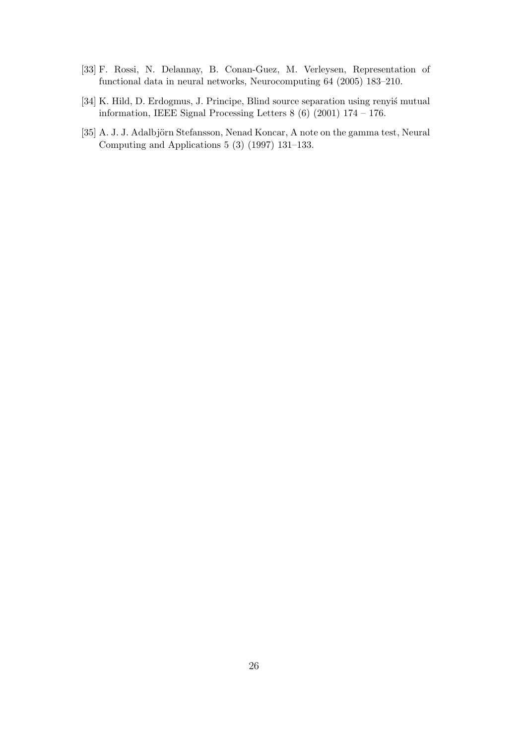[33] F. Rossi, N. Delannay, B. Conan-Guez, M. Verleysen, Representation of functional data in neural networks, Neurocomputing 64 (2005) 183–210.

[34] K. Hild, D. Erdogmus, J. Principe, Blind source separation using renyiś mutual information, IEEE Signal Processing Letters 8 (6) (2001) 174 – 176.

[35] A. J. J. Adalbjörn Stefansson, Nenad Koncar, A note on the gamma test, Neural Computing and Applications 5 (3) (1997) 131–133.